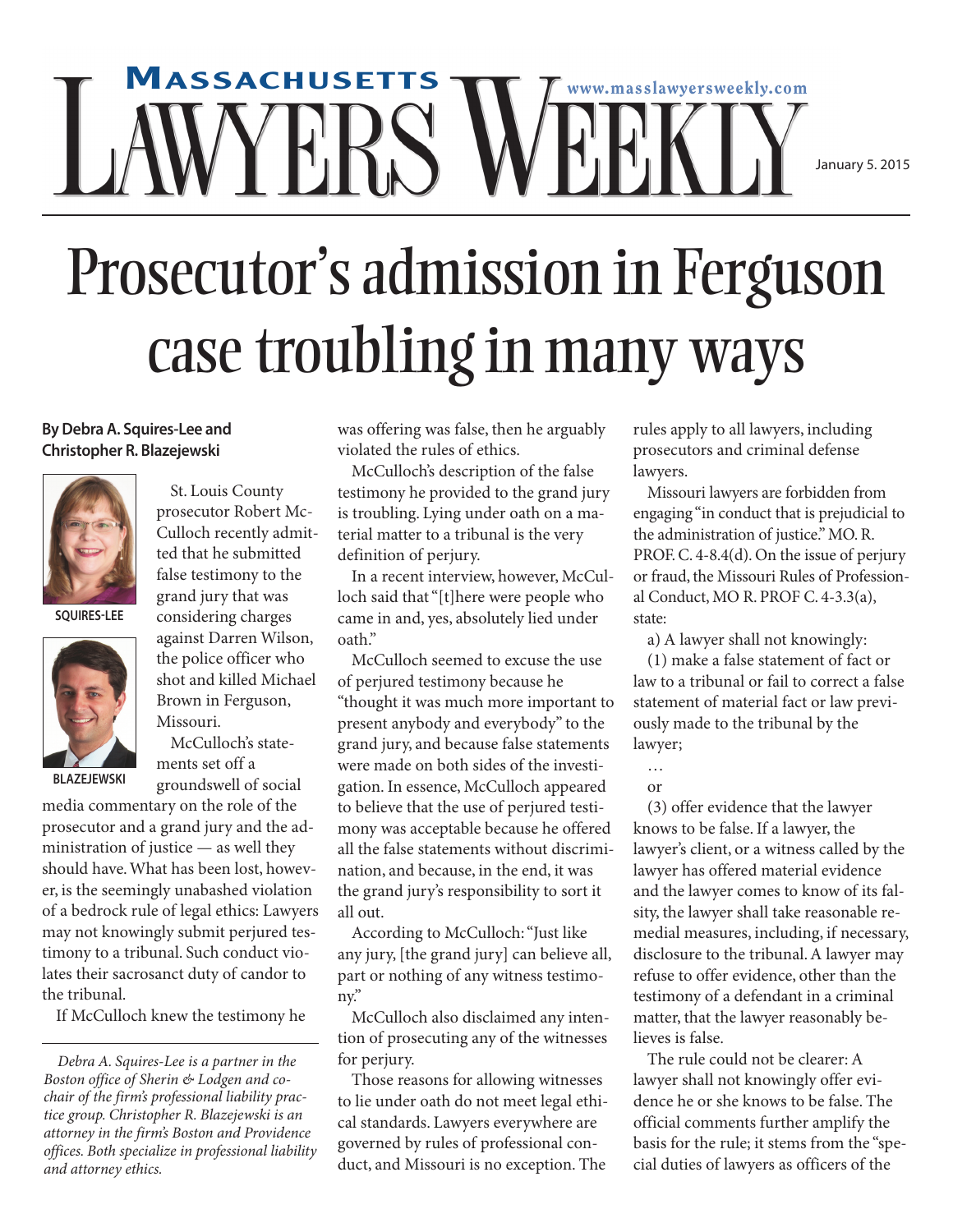# Prosecutor's admission in Ferguson case troubling in many ways

**By Debra A. Squires-Lee and Christopher R. Blazejewski**

SQUIRES-LEE

BLAZEJEWSKI

St. Louis County prosecutor Robert McCulloch recently admitted that he submitted false testimony to the grand jury that was considering charges against Darren Wilson, the police officer who shot and killed Michael Brown in Ferguson, Missouri.

McCulloch's statements set off a groundswell of social media commentary on the role of the prosecutor and a grand jury and the administration of justice — as well they should have. What has been lost, however, is the seemingly unabashed violation of a bedrock rule of legal ethics: Lawyers may not knowingly submit perjured testimony to a tribunal. Such conduct violates their sacrosanct duty of candor to the tribunal.

If McCulloch knew the testimony he was offering was false, then he arguably violated the rules of ethics.

McCulloch's description of the false testimony he provided to the grand jury is troubling. Lying under oath on a material matter to a tribunal is the very definition of perjury.

In a recent interview, however, McCulloch said that "[t]here were people who came in and, yes, absolutely lied under oath."

McCulloch seemed to excuse the use of perjured testimony because he "thought it was much more important to present anybody and everybody" to the grand jury, and because false statements were made on both sides of the investigation. In essence, McCulloch appeared to believe that the use of perjured testimony was acceptable because he offered all the false statements without discrimination, and because, in the end, it was the grand jury's responsibility to sort it all out.

According to McCulloch: "Just like any jury, [the grand jury] can believe all, part or nothing of any witness testimony."

McCulloch also disclaimed any intention of prosecuting any of the witnesses for perjury.

Those reasons for allowing witnesses to lie under oath do not meet legal ethical standards. Lawyers everywhere are governed by rules of professional conduct, and Missouri is no exception. The rules apply to all lawyers, including prosecutors and criminal defense lawyers.

Missouri lawyers are forbidden from engaging "in conduct that is prejudicial to the administration of justice." MO. R. PROF. C. 4-8.4(d). On the issue of perjury or fraud, the Missouri Rules of Professional Conduct, MO R. PROF C. 4-3.3(a), state:

a) A lawyer shall not knowingly:

(1) make a false statement of fact or law to a tribunal or fail to correct a false statement of material fact or law previously made to the tribunal by the lawyer;

…

or

(3) offer evidence that the lawyer knows to be false. If a lawyer, the lawyer's client, or a witness called by the lawyer has offered material evidence and the lawyer comes to know of its falsity, the lawyer shall take reasonable remedial measures, including, if necessary, disclosure to the tribunal. A lawyer may refuse to offer evidence, other than the testimony of a defendant in a criminal matter, that the lawyer reasonably believes is false.

The rule could not be clearer: A lawyer shall not knowingly offer evidence he or she knows to be false. The official comments further amplify the basis for the rule; it stems from the "special duties of lawyers as officers of the

*Debra A. Squires-Lee is a partner in the Boston office of Sherin & Lodgen and co-chair of the firm's professional liability practice group. Christopher R. Blazejewski is an attorney in the firm's Boston and Providence offices. Both specialize in professional liability and attorney ethics.*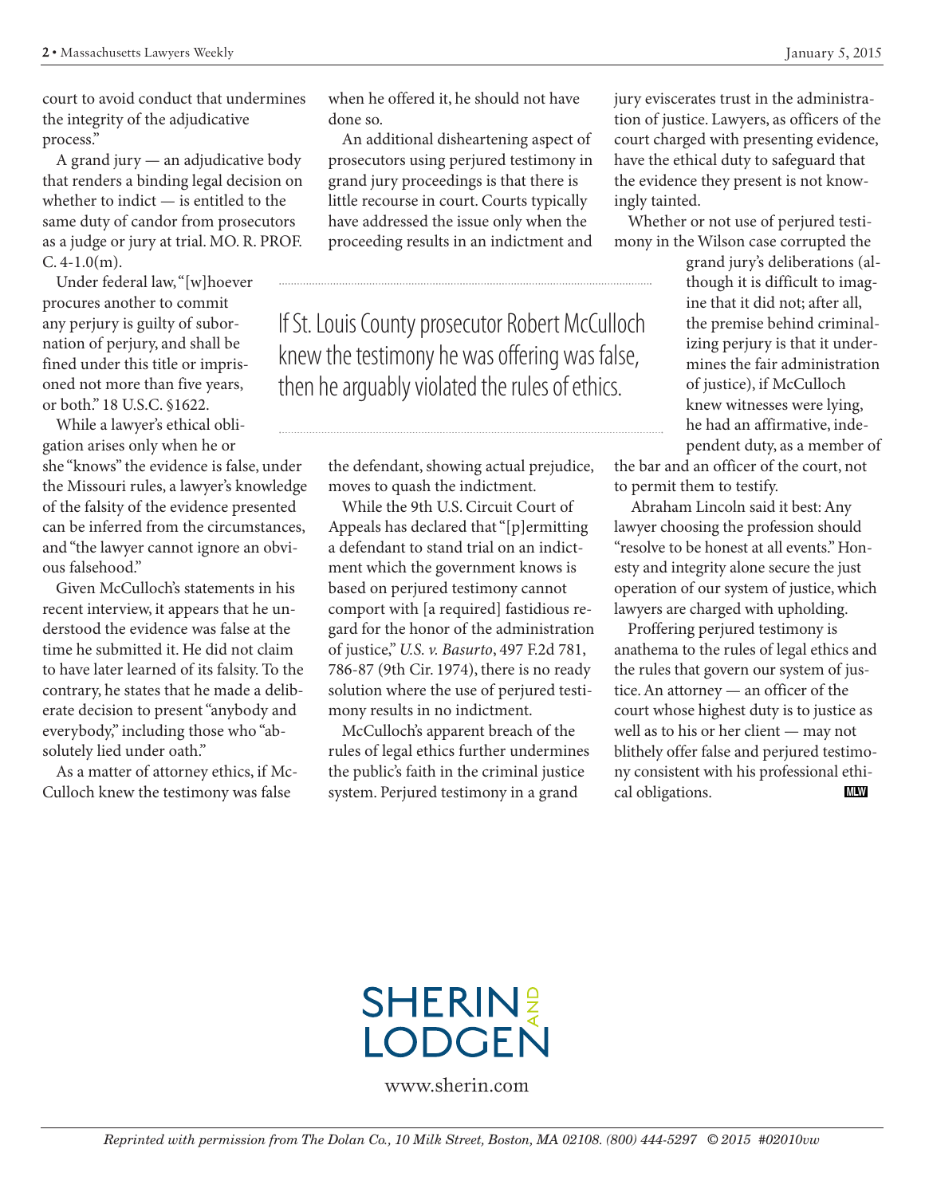court to avoid conduct that undermines the integrity of the adjudicative process."

A grand jury — an adjudicative body that renders a binding legal decision on whether to indict — is entitled to the same duty of candor from prosecutors as a judge or jury at trial. MO. R. PROF. C. 4-1.0(m).

Under federal law, "[w]hoever procures another to commit any perjury is guilty of subornation of perjury, and shall be fined under this title or imprisoned not more than five years, or both." 18 U.S.C. §1622.

While a lawyer's ethical obligation arises only when he or she "knows" the evidence is false, under the Missouri rules, a lawyer's knowledge of the falsity of the evidence presented can be inferred from the circumstances, and "the lawyer cannot ignore an obvious falsehood."

Given McCulloch's statements in his recent interview, it appears that he understood the evidence was false at the time he submitted it. He did not claim to have later learned of its falsity. To the contrary, he states that he made a deliberate decision to present "anybody and everybody," including those who "absolutely lied under oath."

As a matter of attorney ethics, if McCulloch knew the testimony was false when he offered it, he should not have done so.

An additional disheartening aspect of prosecutors using perjured testimony in grand jury proceedings is that there is little recourse in court. Courts typically have addressed the issue only when the proceeding results in an indictment and the defendant, showing actual prejudice, moves to quash the indictment.

> If St. Louis County prosecutor Robert McCulloch knew the testimony he was offering was false, then he arguably violated the rules of ethics.

While the 9th U.S. Circuit Court of Appeals has declared that "[p]ermitting a defendant to stand trial on an indictment which the government knows is based on perjured testimony cannot comport with [a required] fastidious regard for the honor of the administration of justice," *U.S. v. Basurto*, 497 F.2d 781, 786-87 (9th Cir. 1974), there is no ready solution where the use of perjured testimony results in no indictment.

McCulloch's apparent breach of the rules of legal ethics further undermines the public's faith in the criminal justice system. Perjured testimony in a grand jury eviscerates trust in the administration of justice. Lawyers, as officers of the court charged with presenting evidence, have the ethical duty to safeguard that the evidence they present is not knowingly tainted.

Whether or not use of perjured testimony in the Wilson case corrupted the grand jury's deliberations (although it is difficult to imagine that it did not; after all, the premise behind criminalizing perjury is that it undermines the fair administration of justice), if McCulloch knew witnesses were lying, he had an affirmative, independent duty, as a member of the bar and an officer of the court, not to permit them to testify.

Abraham Lincoln said it best: Any lawyer choosing the profession should "resolve to be honest at all events." Honesty and integrity alone secure the just operation of our system of justice, which lawyers are charged with upholding.

Proffering perjured testimony is anathema to the rules of legal ethics and the rules that govern our system of justice. An attorney — an officer of the court whose highest duty is to justice as well as to his or her client — may not blithely offer false and perjured testimony consistent with his professional ethical obligations. MLW

SHERIN AND LODGEN

www.sherin.com

*Reprinted with permission from The Dolan Co., 10 Milk Street, Boston, MA 02108. (800) 444-5297 © 2015 #02010vw*